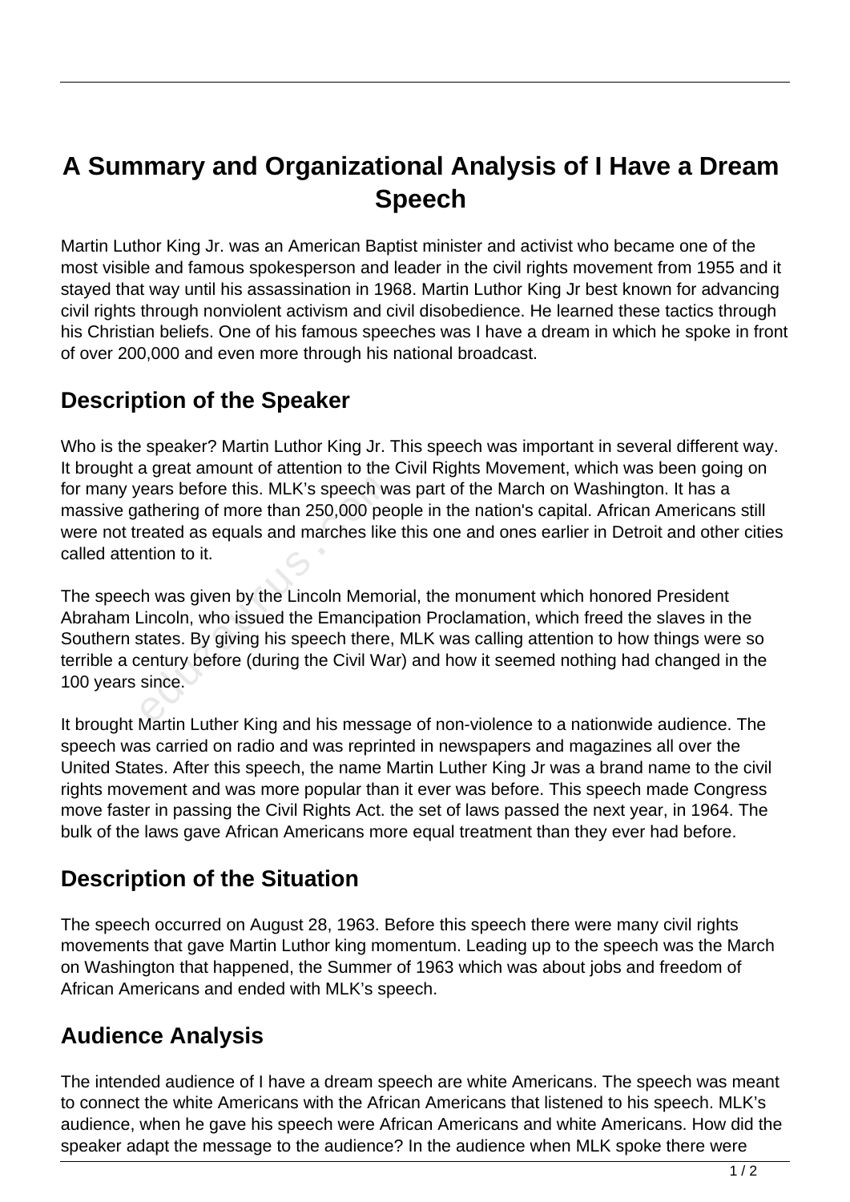# A Summary and Organizational Analysis of I Have a Dream Speech

Martin Luthor King Jr. was an American Baptist minister and activist who became one of the most visible and famous spokesperson and leader in the civil rights movement from 1955 and it stayed that way until his assassination in 1968. Martin Luthor King Jr best known for advancing civil rights through nonviolent activism and civil disobedience. He learned these tactics through his Christian beliefs. One of his famous speeches was I have a dream in which he spoke in front of over 200,000 and even more through his national broadcast.

## Description of the Speaker

Who is the speaker? Martin Luthor King Jr. This speech was important in several different way. It brought a great amount of attention to the Civil Rights Movement, which was been going on for many years before this. MLK's speech was part of the March on Washington. It has a massive gathering of more than 250,000 people in the nation's capital. African Americans still were not treated as equals and marches like this one and ones earlier in Detroit and other cities called attention to it.

The speech was given by the Lincoln Memorial, the monument which honored President Abraham Lincoln, who issued the Emancipation Proclamation, which freed the slaves in the Southern states. By giving his speech there, MLK was calling attention to how things were so terrible a century before (during the Civil War) and how it seemed nothing had changed in the 100 years since.

It brought Martin Luther King and his message of non-violence to a nationwide audience. The speech was carried on radio and was reprinted in newspapers and magazines all over the United States. After this speech, the name Martin Luther King Jr was a brand name to the civil rights movement and was more popular than it ever was before. This speech made Congress move faster in passing the Civil Rights Act. the set of laws passed the next year, in 1964. The bulk of the laws gave African Americans more equal treatment than they ever had before.

## Description of the Situation

The speech occurred on August 28, 1963. Before this speech there were many civil rights movements that gave Martin Luthor king momentum. Leading up to the speech was the March on Washington that happened, the Summer of 1963 which was about jobs and freedom of African Americans and ended with MLK's speech.

## Audience Analysis

The intended audience of I have a dream speech are white Americans. The speech was meant to connect the white Americans with the African Americans that listened to his speech. MLK's audience, when he gave his speech were African Americans and white Americans. How did the speaker adapt the message to the audience? In the audience when MLK spoke there were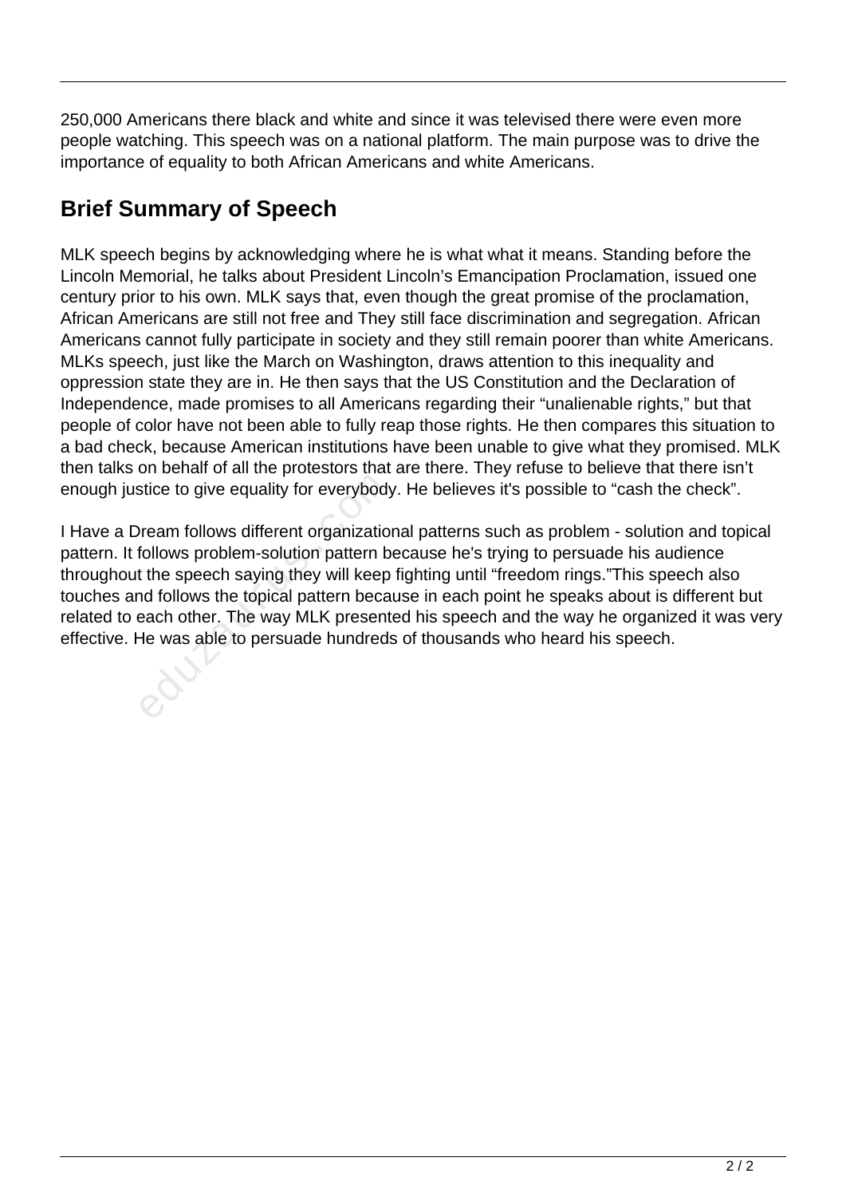250,000 Americans there black and white and since it was televised there were even more people watching. This speech was on a national platform. The main purpose was to drive the importance of equality to both African Americans and white Americans.

## Brief Summary of Speech

MLK speech begins by acknowledging where he is what what it means. Standing before the Lincoln Memorial, he talks about President Lincoln's Emancipation Proclamation, issued one century prior to his own. MLK says that, even though the great promise of the proclamation, African Americans are still not free and They still face discrimination and segregation. African Americans cannot fully participate in society and they still remain poorer than white Americans. MLKs speech, just like the March on Washington, draws attention to this inequality and oppression state they are in. He then says that the US Constitution and the Declaration of Independence, made promises to all Americans regarding their "unalienable rights," but that people of color have not been able to fully reap those rights. He then compares this situation to a bad check, because American institutions have been unable to give what they promised. MLK then talks on behalf of all the protestors that are there. They refuse to believe that there isn't enough justice to give equality for everybody. He believes it's possible to "cash the check".

I Have a Dream follows different organizational patterns such as problem - solution and topical pattern. It follows problem-solution pattern because he's trying to persuade his audience throughout the speech saying they will keep fighting until "freedom rings."This speech also touches and follows the topical pattern because in each point he speaks about is different but related to each other. The way MLK presented his speech and the way he organized it was very effective. He was able to persuade hundreds of thousands who heard his speech.